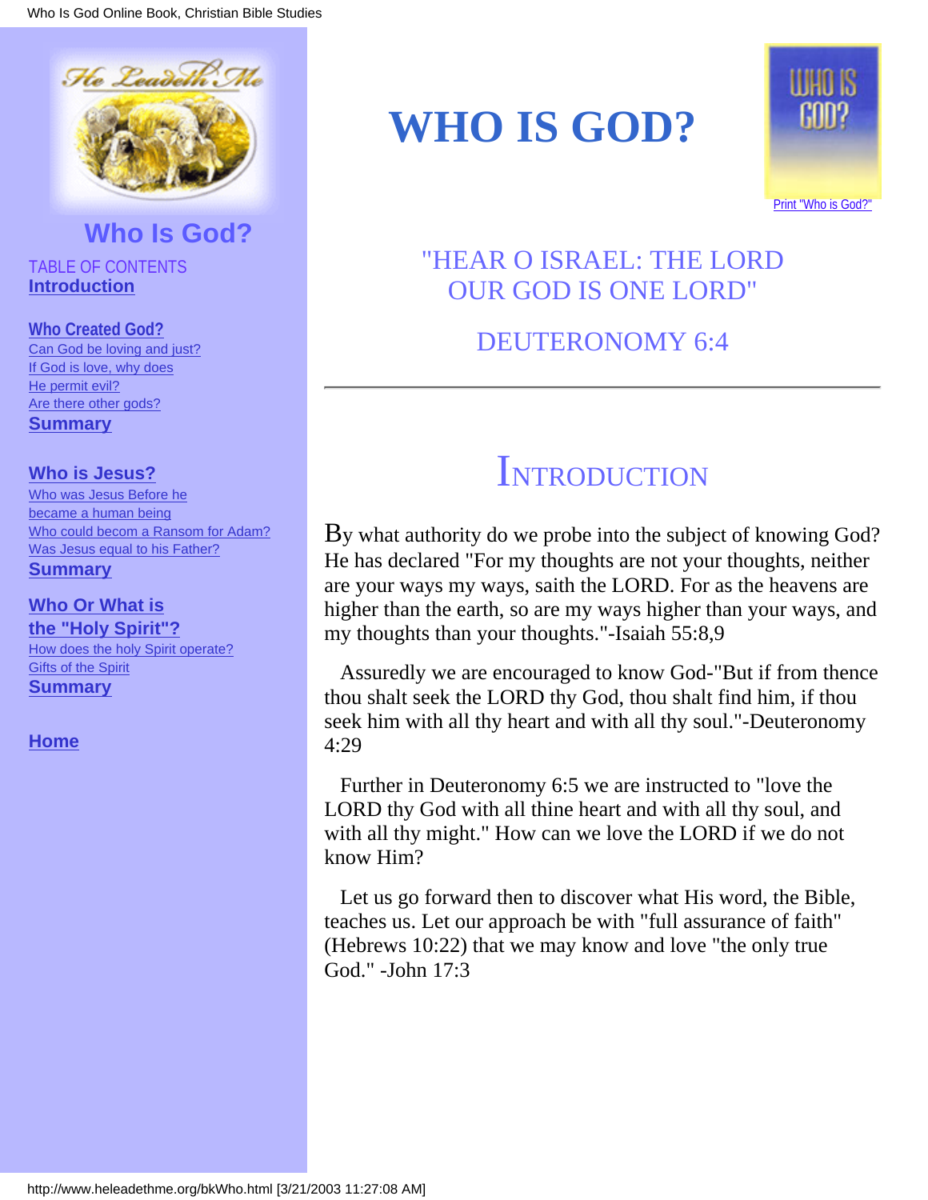He Leadeth Me

## Who Is God?

TABLE OF CONTENTS

**Introduction**

**Who Created God?**
Can God be loving and just?
If God is love, why does He permit evil?
Are there other gods?
**Summary**

**Who is Jesus?**
Who was Jesus Before he became a human being
Who could becom a Ransom for Adam?
Was Jesus equal to his Father?
**Summary**

**Who Or What is the "Holy Spirit"?**
How does the holy Spirit operate?
Gifts of the Spirit
**Summary**

**Home**

# WHO IS GOD?

WHO IS GOD?

Print "Who is God?"

"HEAR O ISRAEL: THE LORD OUR GOD IS ONE LORD"

DEUTERONOMY 6:4

---

## INTRODUCTION

By what authority do we probe into the subject of knowing God? He has declared "For my thoughts are not your thoughts, neither are your ways my ways, saith the LORD. For as the heavens are higher than the earth, so are my ways higher than your ways, and my thoughts than your thoughts."-Isaiah 55:8,9

Assuredly we are encouraged to know God-"But if from thence thou shalt seek the LORD thy God, thou shalt find him, if thou seek him with all thy heart and with all thy soul."-Deuteronomy 4:29

Further in Deuteronomy 6:5 we are instructed to "love the LORD thy God with all thine heart and with all thy soul, and with all thy might." How can we love the LORD if we do not know Him?

Let us go forward then to discover what His word, the Bible, teaches us. Let our approach be with "full assurance of faith" (Hebrews 10:22) that we may know and love "the only true God." -John 17:3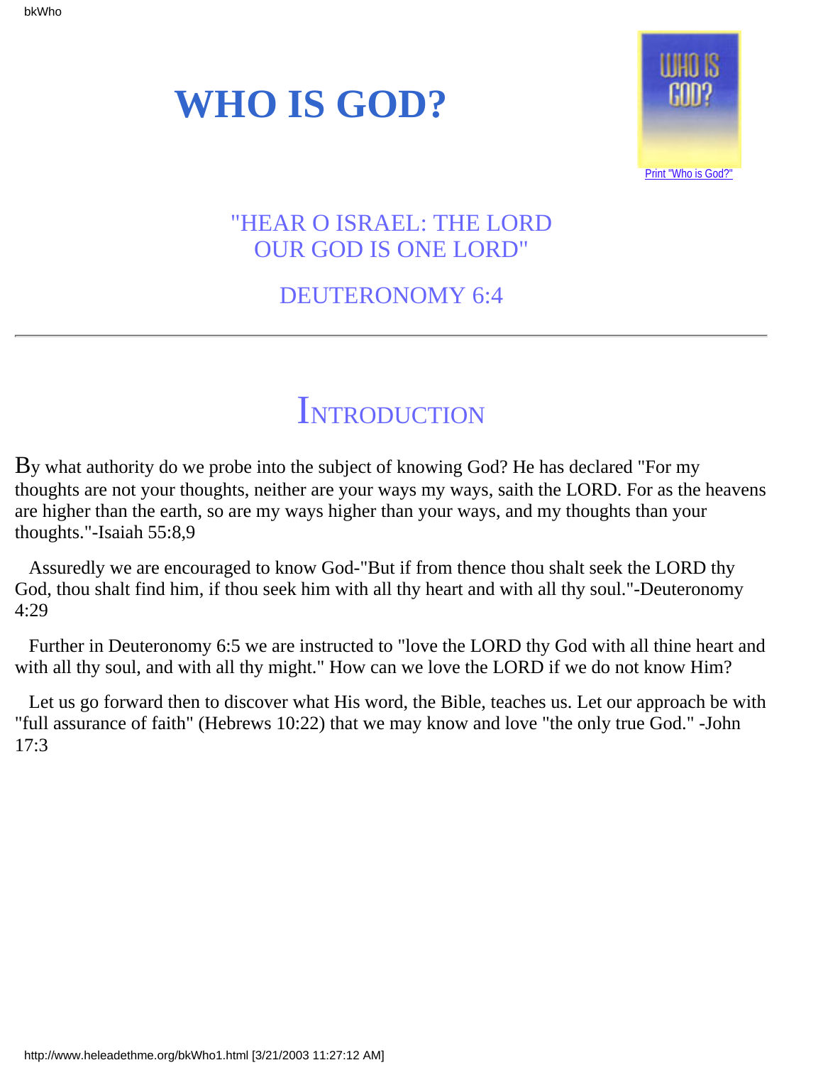# WHO IS GOD?

Print "Who is God?"

"HEAR O ISRAEL: THE LORD
OUR GOD IS ONE LORD"

DEUTERONOMY 6:4

---

## Introduction

By what authority do we probe into the subject of knowing God? He has declared "For my thoughts are not your thoughts, neither are your ways my ways, saith the LORD. For as the heavens are higher than the earth, so are my ways higher than your ways, and my thoughts than your thoughts."-Isaiah 55:8,9

Assuredly we are encouraged to know God-"But if from thence thou shalt seek the LORD thy God, thou shalt find him, if thou seek him with all thy heart and with all thy soul."-Deuteronomy 4:29

Further in Deuteronomy 6:5 we are instructed to "love the LORD thy God with all thine heart and with all thy soul, and with all thy might." How can we love the LORD if we do not know Him?

Let us go forward then to discover what His word, the Bible, teaches us. Let our approach be with "full assurance of faith" (Hebrews 10:22) that we may know and love "the only true God." -John 17:3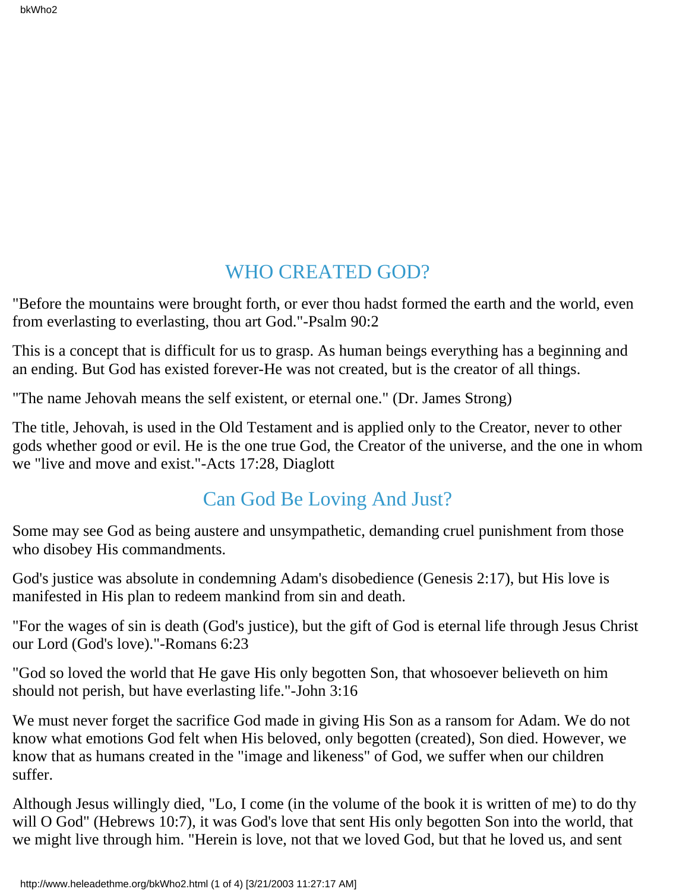## WHO CREATED GOD?

"Before the mountains were brought forth, or ever thou hadst formed the earth and the world, even from everlasting to everlasting, thou art God."-Psalm 90:2

This is a concept that is difficult for us to grasp. As human beings everything has a beginning and an ending. But God has existed forever-He was not created, but is the creator of all things.

"The name Jehovah means the self existent, or eternal one." (Dr. James Strong)

The title, Jehovah, is used in the Old Testament and is applied only to the Creator, never to other gods whether good or evil. He is the one true God, the Creator of the universe, and the one in whom we "live and move and exist."-Acts 17:28, Diaglott

## Can God Be Loving And Just?

Some may see God as being austere and unsympathetic, demanding cruel punishment from those who disobey His commandments.

God's justice was absolute in condemning Adam's disobedience (Genesis 2:17), but His love is manifested in His plan to redeem mankind from sin and death.

"For the wages of sin is death (God's justice), but the gift of God is eternal life through Jesus Christ our Lord (God's love)."-Romans 6:23

"God so loved the world that He gave His only begotten Son, that whosoever believeth on him should not perish, but have everlasting life."-John 3:16

We must never forget the sacrifice God made in giving His Son as a ransom for Adam. We do not know what emotions God felt when His beloved, only begotten (created), Son died. However, we know that as humans created in the "image and likeness" of God, we suffer when our children suffer.

Although Jesus willingly died, "Lo, I come (in the volume of the book it is written of me) to do thy will O God" (Hebrews 10:7), it was God's love that sent His only begotten Son into the world, that we might live through him. "Herein is love, not that we loved God, but that he loved us, and sent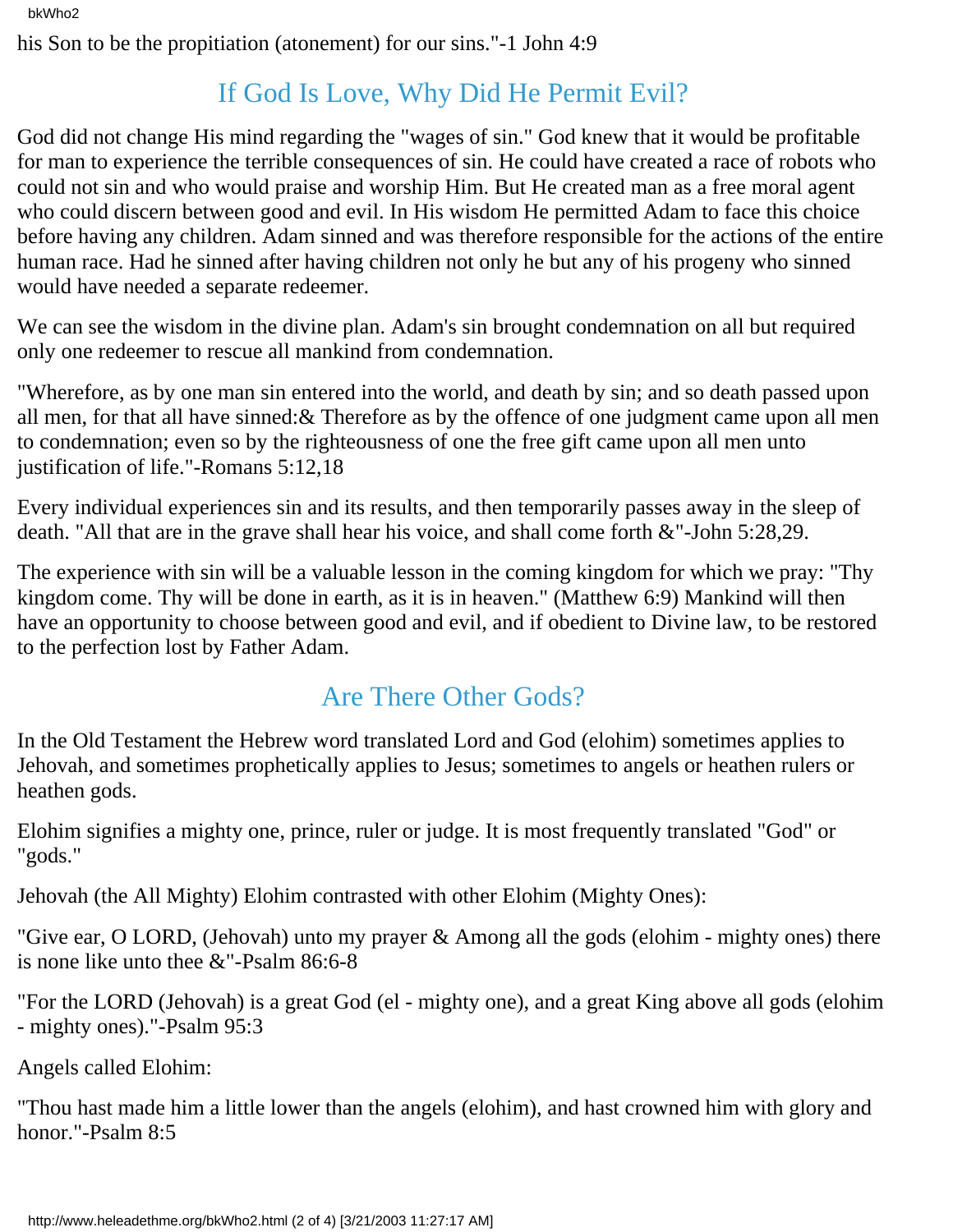his Son to be the propitiation (atonement) for our sins."-1 John 4:9

## If God Is Love, Why Did He Permit Evil?

God did not change His mind regarding the "wages of sin." God knew that it would be profitable for man to experience the terrible consequences of sin. He could have created a race of robots who could not sin and who would praise and worship Him. But He created man as a free moral agent who could discern between good and evil. In His wisdom He permitted Adam to face this choice before having any children. Adam sinned and was therefore responsible for the actions of the entire human race. Had he sinned after having children not only he but any of his progeny who sinned would have needed a separate redeemer.

We can see the wisdom in the divine plan. Adam's sin brought condemnation on all but required only one redeemer to rescue all mankind from condemnation.

"Wherefore, as by one man sin entered into the world, and death by sin; and so death passed upon all men, for that all have sinned:& Therefore as by the offence of one judgment came upon all men to condemnation; even so by the righteousness of one the free gift came upon all men unto justification of life."-Romans 5:12,18

Every individual experiences sin and its results, and then temporarily passes away in the sleep of death. "All that are in the grave shall hear his voice, and shall come forth &"-John 5:28,29.

The experience with sin will be a valuable lesson in the coming kingdom for which we pray: "Thy kingdom come. Thy will be done in earth, as it is in heaven." (Matthew 6:9) Mankind will then have an opportunity to choose between good and evil, and if obedient to Divine law, to be restored to the perfection lost by Father Adam.

## Are There Other Gods?

In the Old Testament the Hebrew word translated Lord and God (elohim) sometimes applies to Jehovah, and sometimes prophetically applies to Jesus; sometimes to angels or heathen rulers or heathen gods.

Elohim signifies a mighty one, prince, ruler or judge. It is most frequently translated "God" or "gods."

Jehovah (the All Mighty) Elohim contrasted with other Elohim (Mighty Ones):

"Give ear, O LORD, (Jehovah) unto my prayer & Among all the gods (elohim - mighty ones) there is none like unto thee &"-Psalm 86:6-8

"For the LORD (Jehovah) is a great God (el - mighty one), and a great King above all gods (elohim - mighty ones)."-Psalm 95:3

Angels called Elohim:

"Thou hast made him a little lower than the angels (elohim), and hast crowned him with glory and honor."-Psalm 8:5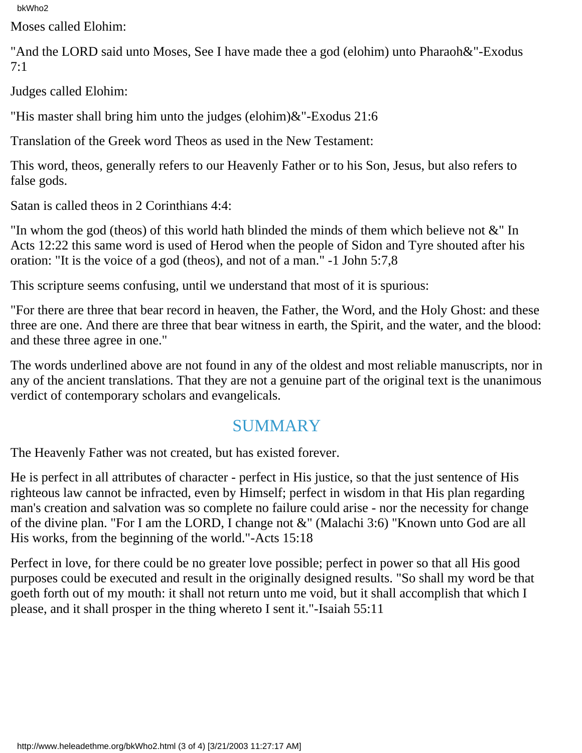Moses called Elohim:

"And the LORD said unto Moses, See I have made thee a god (elohim) unto Pharaoh&"-Exodus 7:1

Judges called Elohim:

"His master shall bring him unto the judges (elohim)&"-Exodus 21:6

Translation of the Greek word Theos as used in the New Testament:

This word, theos, generally refers to our Heavenly Father or to his Son, Jesus, but also refers to false gods.

Satan is called theos in 2 Corinthians 4:4:

"In whom the god (theos) of this world hath blinded the minds of them which believe not &" In Acts 12:22 this same word is used of Herod when the people of Sidon and Tyre shouted after his oration: "It is the voice of a god (theos), and not of a man." -1 John 5:7,8

This scripture seems confusing, until we understand that most of it is spurious:

"For there are three that bear record in heaven, the Father, the Word, and the Holy Ghost: and these three are one. And there are three that bear witness in earth, the Spirit, and the water, and the blood: and these three agree in one."

The words underlined above are not found in any of the oldest and most reliable manuscripts, nor in any of the ancient translations. That they are not a genuine part of the original text is the unanimous verdict of contemporary scholars and evangelicals.

## SUMMARY

The Heavenly Father was not created, but has existed forever.

He is perfect in all attributes of character - perfect in His justice, so that the just sentence of His righteous law cannot be infracted, even by Himself; perfect in wisdom in that His plan regarding man's creation and salvation was so complete no failure could arise - nor the necessity for change of the divine plan. "For I am the LORD, I change not &" (Malachi 3:6) "Known unto God are all His works, from the beginning of the world."-Acts 15:18

Perfect in love, for there could be no greater love possible; perfect in power so that all His good purposes could be executed and result in the originally designed results. "So shall my word be that goeth forth out of my mouth: it shall not return unto me void, but it shall accomplish that which I please, and it shall prosper in the thing whereto I sent it."-Isaiah 55:11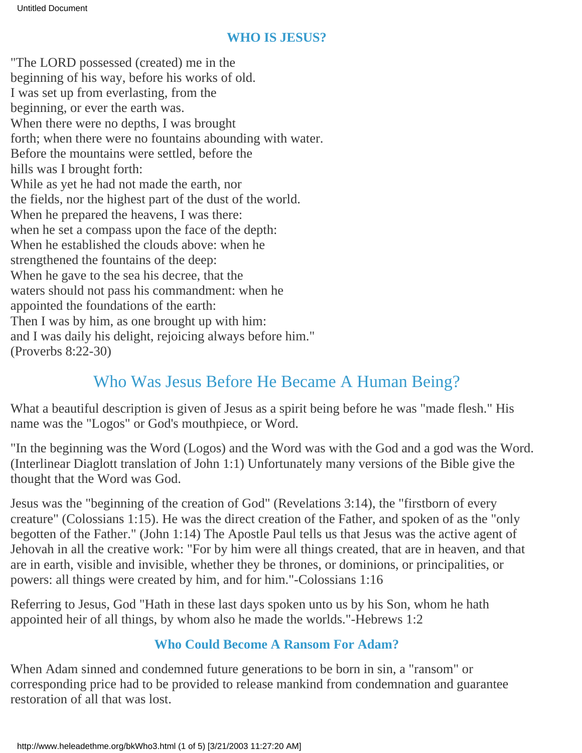### WHO IS JESUS?

"The LORD possessed (created) me in the
beginning of his way, before his works of old.
I was set up from everlasting, from the
beginning, or ever the earth was.
When there were no depths, I was brought
forth; when there were no fountains abounding with water.
Before the mountains were settled, before the
hills was I brought forth:
While as yet he had not made the earth, nor
the fields, nor the highest part of the dust of the world.
When he prepared the heavens, I was there:
when he set a compass upon the face of the depth:
When he established the clouds above: when he
strengthened the fountains of the deep:
When he gave to the sea his decree, that the
waters should not pass his commandment: when he
appointed the foundations of the earth:
Then I was by him, as one brought up with him:
and I was daily his delight, rejoicing always before him."
(Proverbs 8:22-30)

## Who Was Jesus Before He Became A Human Being?

What a beautiful description is given of Jesus as a spirit being before he was "made flesh." His name was the "Logos" or God's mouthpiece, or Word.

"In the beginning was the Word (Logos) and the Word was with the God and a god was the Word. (Interlinear Diaglott translation of John 1:1) Unfortunately many versions of the Bible give the thought that the Word was God.

Jesus was the "beginning of the creation of God" (Revelations 3:14), the "firstborn of every creature" (Colossians 1:15). He was the direct creation of the Father, and spoken of as the "only begotten of the Father." (John 1:14) The Apostle Paul tells us that Jesus was the active agent of Jehovah in all the creative work: "For by him were all things created, that are in heaven, and that are in earth, visible and invisible, whether they be thrones, or dominions, or principalities, or powers: all things were created by him, and for him."-Colossians 1:16

Referring to Jesus, God "Hath in these last days spoken unto us by his Son, whom he hath appointed heir of all things, by whom also he made the worlds."-Hebrews 1:2

### Who Could Become A Ransom For Adam?

When Adam sinned and condemned future generations to be born in sin, a "ransom" or corresponding price had to be provided to release mankind from condemnation and guarantee restoration of all that was lost.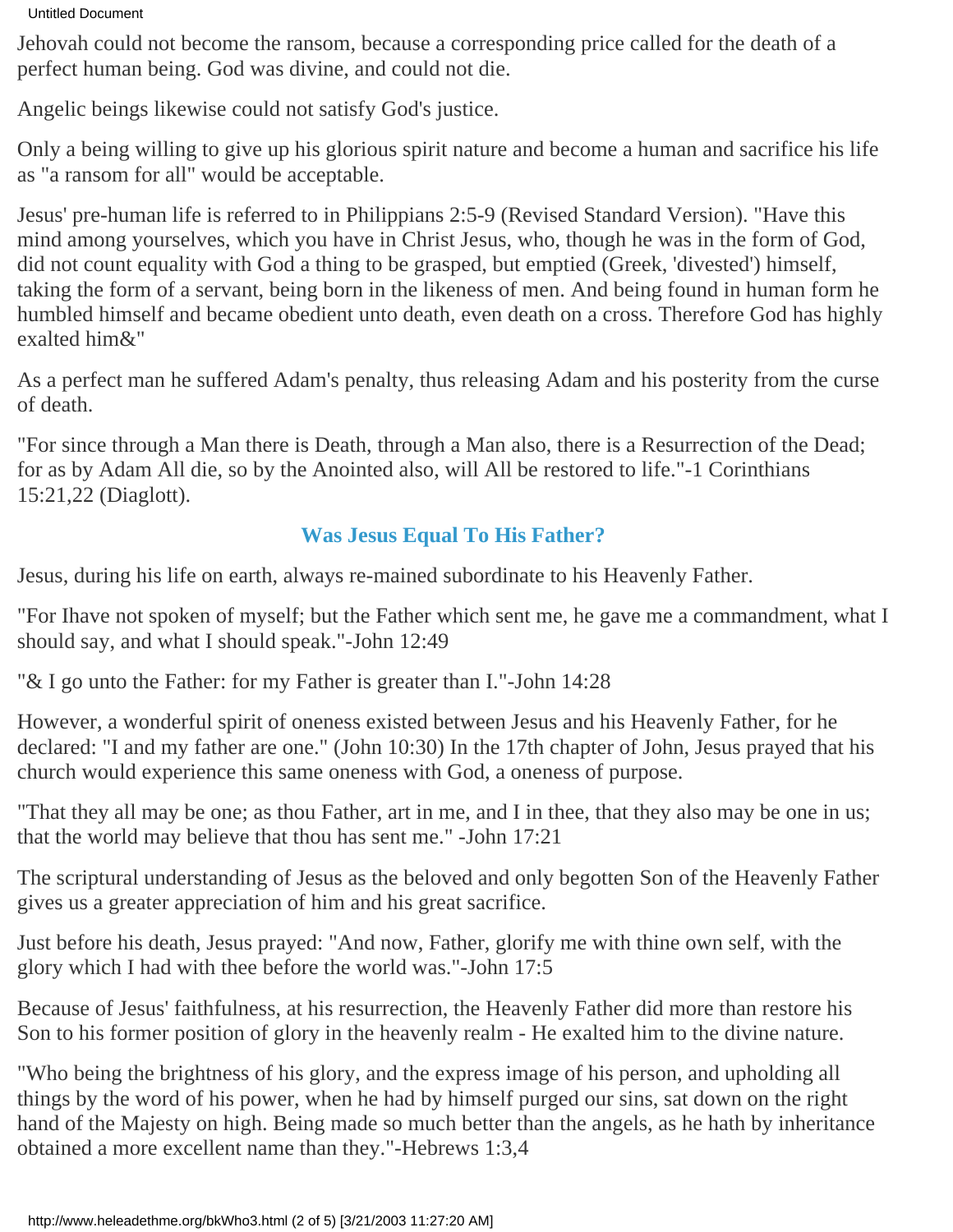Jehovah could not become the ransom, because a corresponding price called for the death of a perfect human being. God was divine, and could not die.

Angelic beings likewise could not satisfy God's justice.

Only a being willing to give up his glorious spirit nature and become a human and sacrifice his life as "a ransom for all" would be acceptable.

Jesus' pre-human life is referred to in Philippians 2:5-9 (Revised Standard Version). "Have this mind among yourselves, which you have in Christ Jesus, who, though he was in the form of God, did not count equality with God a thing to be grasped, but emptied (Greek, 'divested') himself, taking the form of a servant, being born in the likeness of men. And being found in human form he humbled himself and became obedient unto death, even death on a cross. Therefore God has highly exalted him&"

As a perfect man he suffered Adam's penalty, thus releasing Adam and his posterity from the curse of death.

"For since through a Man there is Death, through a Man also, there is a Resurrection of the Dead; for as by Adam All die, so by the Anointed also, will All be restored to life."-1 Corinthians 15:21,22 (Diaglott).

## Was Jesus Equal To His Father?

Jesus, during his life on earth, always re-mained subordinate to his Heavenly Father.

"For Ihave not spoken of myself; but the Father which sent me, he gave me a commandment, what I should say, and what I should speak."-John 12:49

"& I go unto the Father: for my Father is greater than I."-John 14:28

However, a wonderful spirit of oneness existed between Jesus and his Heavenly Father, for he declared: "I and my father are one." (John 10:30) In the 17th chapter of John, Jesus prayed that his church would experience this same oneness with God, a oneness of purpose.

"That they all may be one; as thou Father, art in me, and I in thee, that they also may be one in us; that the world may believe that thou has sent me." -John 17:21

The scriptural understanding of Jesus as the beloved and only begotten Son of the Heavenly Father gives us a greater appreciation of him and his great sacrifice.

Just before his death, Jesus prayed: "And now, Father, glorify me with thine own self, with the glory which I had with thee before the world was."-John 17:5

Because of Jesus' faithfulness, at his resurrection, the Heavenly Father did more than restore his Son to his former position of glory in the heavenly realm - He exalted him to the divine nature.

"Who being the brightness of his glory, and the express image of his person, and upholding all things by the word of his power, when he had by himself purged our sins, sat down on the right hand of the Majesty on high. Being made so much better than the angels, as he hath by inheritance obtained a more excellent name than they."-Hebrews 1:3,4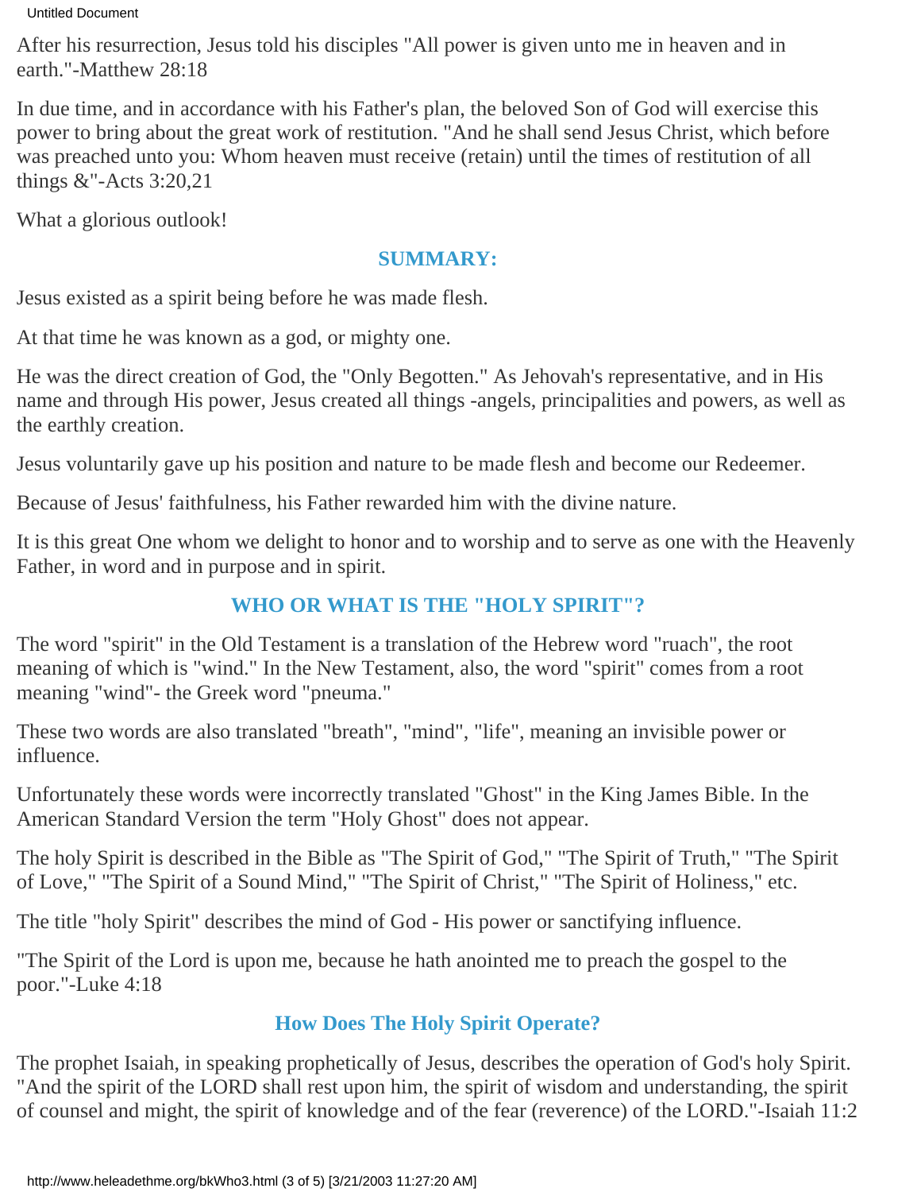After his resurrection, Jesus told his disciples "All power is given unto me in heaven and in earth."-Matthew 28:18

In due time, and in accordance with his Father's plan, the beloved Son of God will exercise this power to bring about the great work of restitution. "And he shall send Jesus Christ, which before was preached unto you: Whom heaven must receive (retain) until the times of restitution of all things &"-Acts 3:20,21

What a glorious outlook!

## SUMMARY:

Jesus existed as a spirit being before he was made flesh.

At that time he was known as a god, or mighty one.

He was the direct creation of God, the "Only Begotten." As Jehovah's representative, and in His name and through His power, Jesus created all things -angels, principalities and powers, as well as the earthly creation.

Jesus voluntarily gave up his position and nature to be made flesh and become our Redeemer.

Because of Jesus' faithfulness, his Father rewarded him with the divine nature.

It is this great One whom we delight to honor and to worship and to serve as one with the Heavenly Father, in word and in purpose and in spirit.

## WHO OR WHAT IS THE "HOLY SPIRIT"?

The word "spirit" in the Old Testament is a translation of the Hebrew word "ruach", the root meaning of which is "wind." In the New Testament, also, the word "spirit" comes from a root meaning "wind"- the Greek word "pneuma."

These two words are also translated "breath", "mind", "life", meaning an invisible power or influence.

Unfortunately these words were incorrectly translated "Ghost" in the King James Bible. In the American Standard Version the term "Holy Ghost" does not appear.

The holy Spirit is described in the Bible as "The Spirit of God," "The Spirit of Truth," "The Spirit of Love," "The Spirit of a Sound Mind," "The Spirit of Christ," "The Spirit of Holiness," etc.

The title "holy Spirit" describes the mind of God - His power or sanctifying influence.

"The Spirit of the Lord is upon me, because he hath anointed me to preach the gospel to the poor."-Luke 4:18

### How Does The Holy Spirit Operate?

The prophet Isaiah, in speaking prophetically of Jesus, describes the operation of God's holy Spirit. "And the spirit of the LORD shall rest upon him, the spirit of wisdom and understanding, the spirit of counsel and might, the spirit of knowledge and of the fear (reverence) of the LORD."-Isaiah 11:2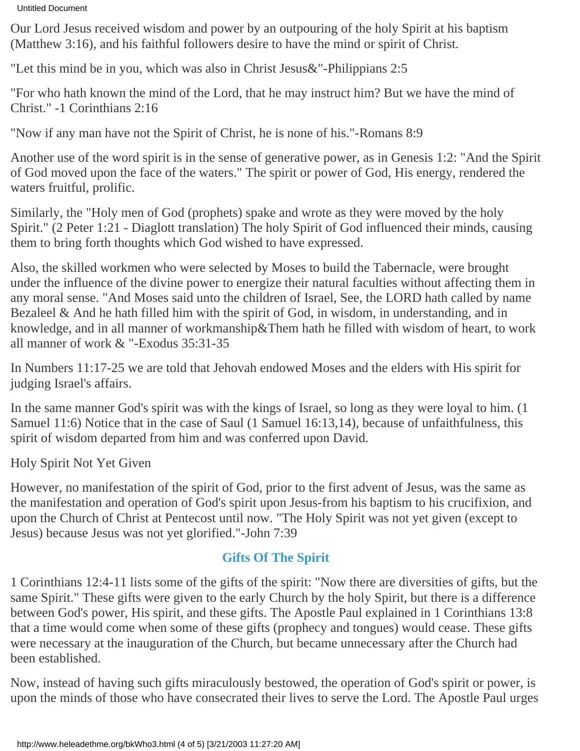Our Lord Jesus received wisdom and power by an outpouring of the holy Spirit at his baptism (Matthew 3:16), and his faithful followers desire to have the mind or spirit of Christ.

"Let this mind be in you, which was also in Christ Jesus&"-Philippians 2:5

"For who hath known the mind of the Lord, that he may instruct him? But we have the mind of Christ." -1 Corinthians 2:16

"Now if any man have not the Spirit of Christ, he is none of his."-Romans 8:9

Another use of the word spirit is in the sense of generative power, as in Genesis 1:2: "And the Spirit of God moved upon the face of the waters." The spirit or power of God, His energy, rendered the waters fruitful, prolific.

Similarly, the "Holy men of God (prophets) spake and wrote as they were moved by the holy Spirit." (2 Peter 1:21 - Diaglott translation) The holy Spirit of God influenced their minds, causing them to bring forth thoughts which God wished to have expressed.

Also, the skilled workmen who were selected by Moses to build the Tabernacle, were brought under the influence of the divine power to energize their natural faculties without affecting them in any moral sense. "And Moses said unto the children of Israel, See, the LORD hath called by name Bezaleel & And he hath filled him with the spirit of God, in wisdom, in understanding, and in knowledge, and in all manner of workmanship&Them hath he filled with wisdom of heart, to work all manner of work & "-Exodus 35:31-35

In Numbers 11:17-25 we are told that Jehovah endowed Moses and the elders with His spirit for judging Israel's affairs.

In the same manner God's spirit was with the kings of Israel, so long as they were loyal to him. (1 Samuel 11:6) Notice that in the case of Saul (1 Samuel 16:13,14), because of unfaithfulness, this spirit of wisdom departed from him and was conferred upon David.

Holy Spirit Not Yet Given

However, no manifestation of the spirit of God, prior to the first advent of Jesus, was the same as the manifestation and operation of God's spirit upon Jesus-from his baptism to his crucifixion, and upon the Church of Christ at Pentecost until now. "The Holy Spirit was not yet given (except to Jesus) because Jesus was not yet glorified."-John 7:39

## Gifts Of The Spirit

1 Corinthians 12:4-11 lists some of the gifts of the spirit: "Now there are diversities of gifts, but the same Spirit." These gifts were given to the early Church by the holy Spirit, but there is a difference between God's power, His spirit, and these gifts. The Apostle Paul explained in 1 Corinthians 13:8 that a time would come when some of these gifts (prophecy and tongues) would cease. These gifts were necessary at the inauguration of the Church, but became unnecessary after the Church had been established.

Now, instead of having such gifts miraculously bestowed, the operation of God's spirit or power, is upon the minds of those who have consecrated their lives to serve the Lord. The Apostle Paul urges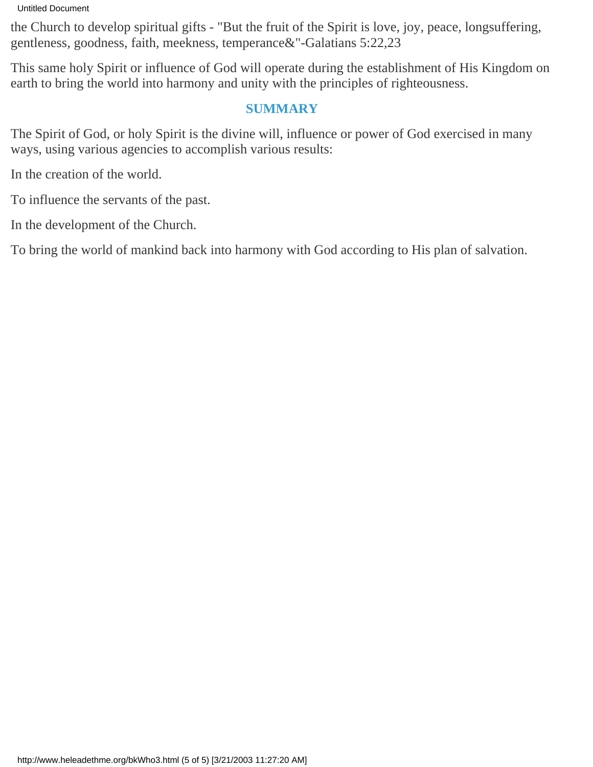the Church to develop spiritual gifts - "But the fruit of the Spirit is love, joy, peace, longsuffering, gentleness, goodness, faith, meekness, temperance&"-Galatians 5:22,23

This same holy Spirit or influence of God will operate during the establishment of His Kingdom on earth to bring the world into harmony and unity with the principles of righteousness.

## SUMMARY

The Spirit of God, or holy Spirit is the divine will, influence or power of God exercised in many ways, using various agencies to accomplish various results:

In the creation of the world.

To influence the servants of the past.

In the development of the Church.

To bring the world of mankind back into harmony with God according to His plan of salvation.